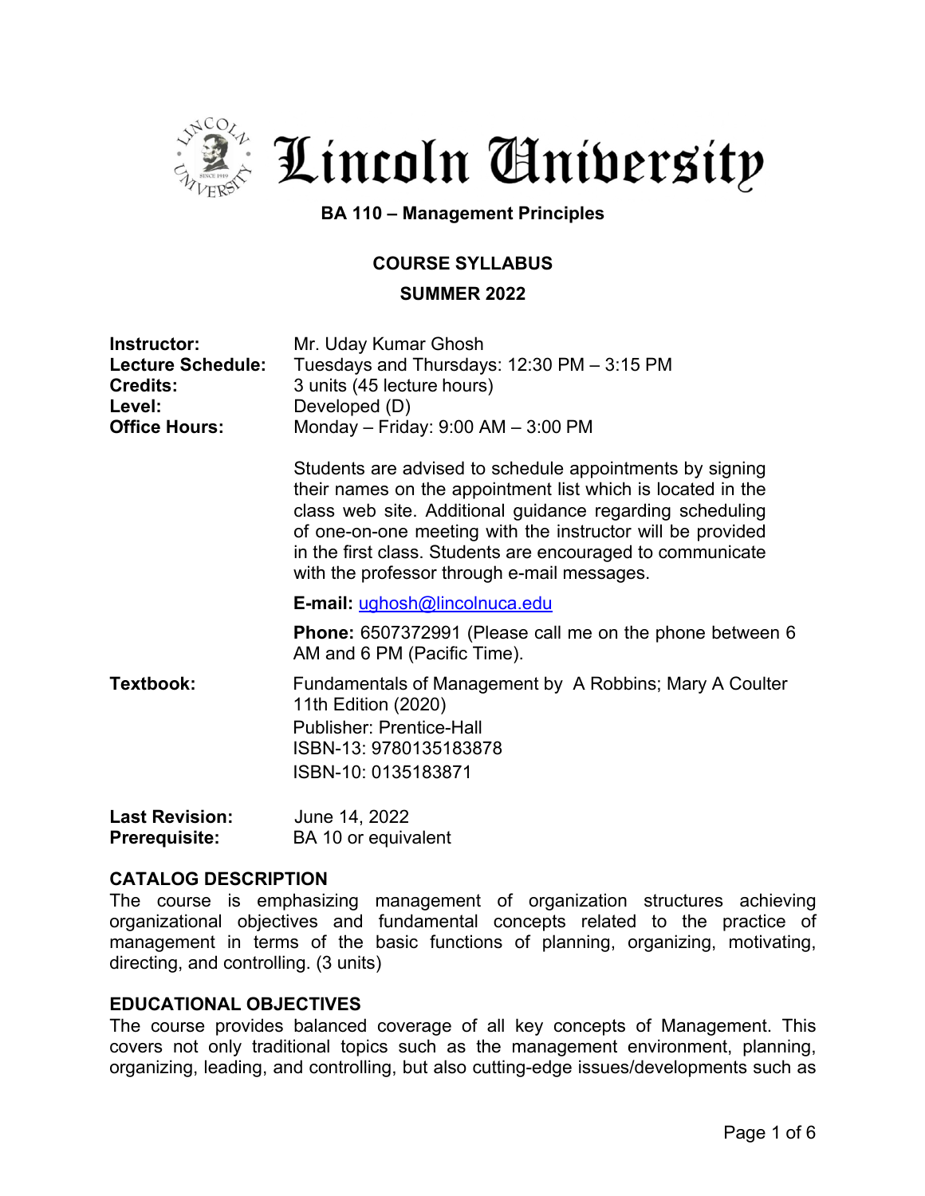# Lincoln University

## BA 110 – Management Principles

### COURSE SYLLABUS

### SUMMER 2022

**Instructor:** Mr. Uday Kumar Ghosh
**Lecture Schedule:** Tuesdays and Thursdays: 12:30 PM – 3:15 PM
**Credits:** 3 units (45 lecture hours)
**Level:** Developed (D)
**Office Hours:** Monday – Friday: 9:00 AM – 3:00 PM

Students are advised to schedule appointments by signing their names on the appointment list which is located in the class web site. Additional guidance regarding scheduling of one-on-one meeting with the instructor will be provided in the first class. Students are encouraged to communicate with the professor through e-mail messages.

**E-mail:** ughosh@lincolnuca.edu

**Phone:** 6507372991 (Please call me on the phone between 6 AM and 6 PM (Pacific Time).

**Textbook:** Fundamentals of Management by A Robbins; Mary A Coulter
11th Edition (2020)
Publisher: Prentice-Hall
ISBN-13: 9780135183878
ISBN-10: 0135183871

**Last Revision:** June 14, 2022
**Prerequisite:** BA 10 or equivalent

### CATALOG DESCRIPTION

The course is emphasizing management of organization structures achieving organizational objectives and fundamental concepts related to the practice of management in terms of the basic functions of planning, organizing, motivating, directing, and controlling. (3 units)

### EDUCATIONAL OBJECTIVES

The course provides balanced coverage of all key concepts of Management. This covers not only traditional topics such as the management environment, planning, organizing, leading, and controlling, but also cutting-edge issues/developments such as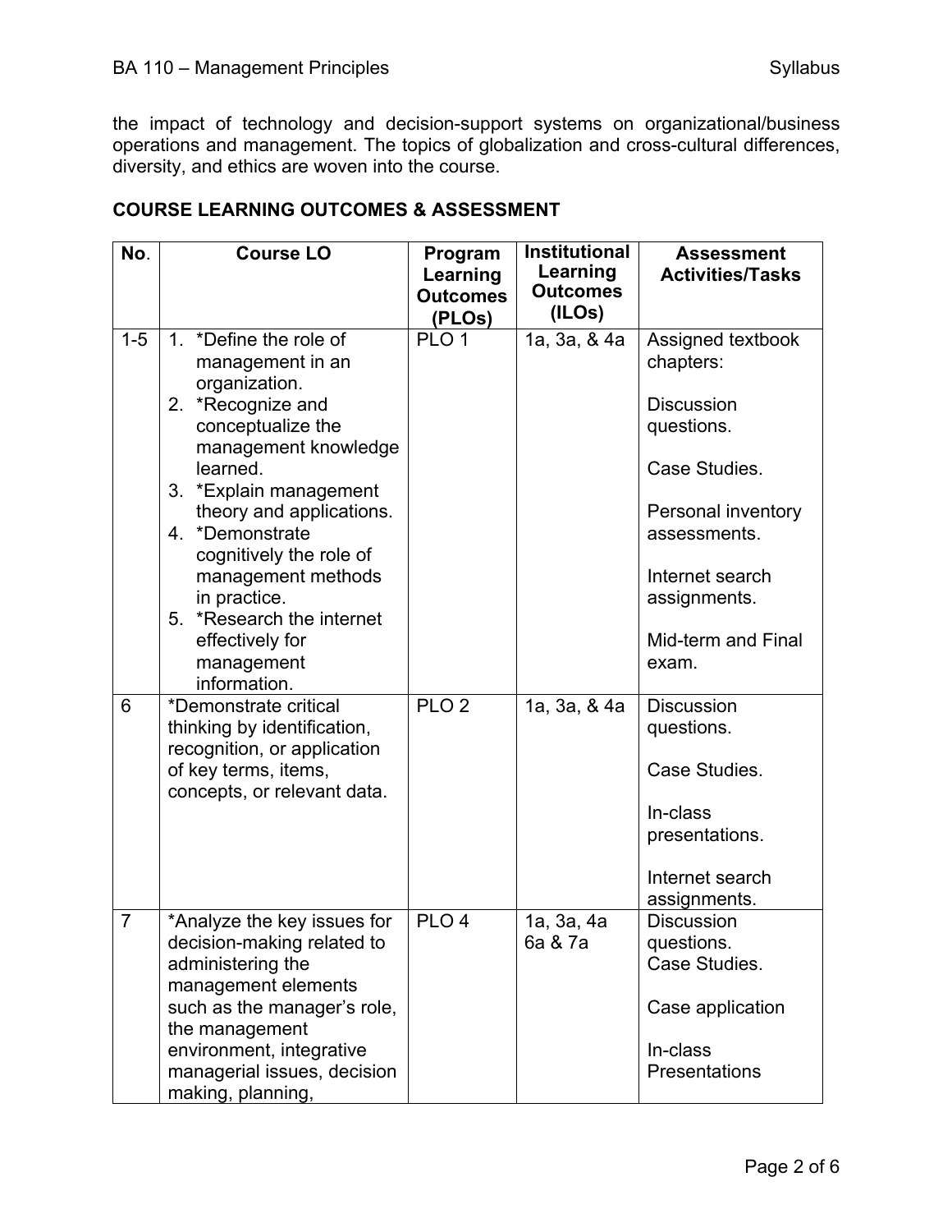the impact of technology and decision-support systems on organizational/business operations and management. The topics of globalization and cross-cultural differences, diversity, and ethics are woven into the course.

## COURSE LEARNING OUTCOMES & ASSESSMENT

| No. | Course LO | Program Learning Outcomes (PLOs) | Institutional Learning Outcomes (ILOs) | Assessment Activities/Tasks |
|---|---|---|---|---|
| 1-5 | 1. *Define the role of management in an organization.<br>2. *Recognize and conceptualize the management knowledge learned.<br>3. *Explain management theory and applications.<br>4. *Demonstrate cognitively the role of management methods in practice.<br>5. *Research the internet effectively for management information. | PLO 1 | 1a, 3a, & 4a | Assigned textbook chapters:<br><br>Discussion questions.<br><br>Case Studies.<br><br>Personal inventory assessments.<br><br>Internet search assignments.<br><br>Mid-term and Final exam. |
| 6 | *Demonstrate critical thinking by identification, recognition, or application of key terms, items, concepts, or relevant data. | PLO 2 | 1a, 3a, & 4a | Discussion questions.<br><br>Case Studies.<br><br>In-class presentations.<br><br>Internet search assignments. |
| 7 | *Analyze the key issues for decision-making related to administering the management elements such as the manager's role, the management environment, integrative managerial issues, decision making, planning, | PLO 4 | 1a, 3a, 4a 6a & 7a | Discussion questions.<br>Case Studies.<br><br>Case application<br><br>In-class Presentations |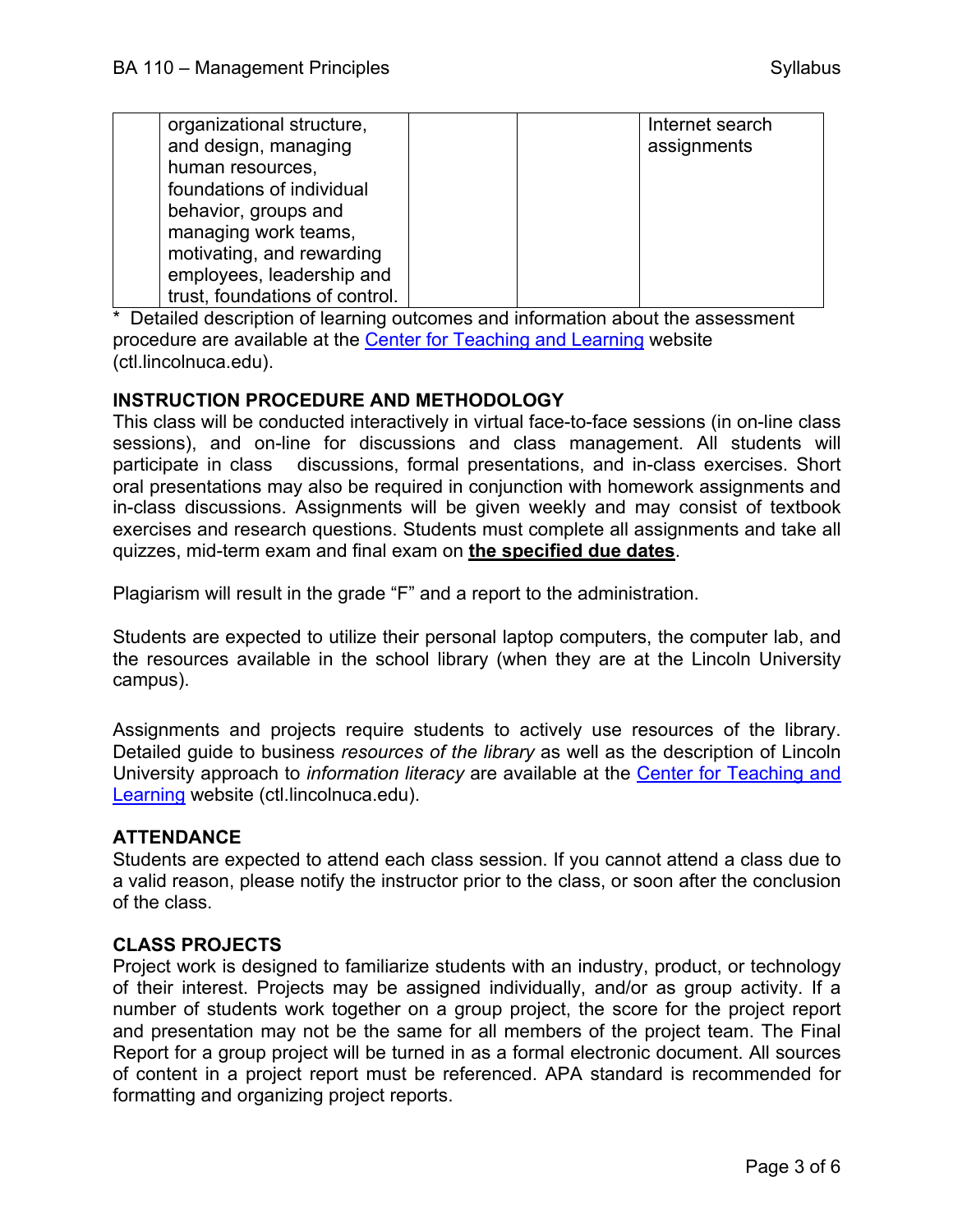| | | | | |
|---|---|---|---|---|
| | organizational structure, and design, managing human resources, foundations of individual behavior, groups and managing work teams, motivating, and rewarding employees, leadership and trust, foundations of control. | | | Internet search assignments |

\* Detailed description of learning outcomes and information about the assessment procedure are available at the Center for Teaching and Learning website (ctl.lincolnuca.edu).

## INSTRUCTION PROCEDURE AND METHODOLOGY

This class will be conducted interactively in virtual face-to-face sessions (in on-line class sessions), and on-line for discussions and class management. All students will participate in class discussions, formal presentations, and in-class exercises. Short oral presentations may also be required in conjunction with homework assignments and in-class discussions. Assignments will be given weekly and may consist of textbook exercises and research questions. Students must complete all assignments and take all quizzes, mid-term exam and final exam on **the specified due dates**.

Plagiarism will result in the grade "F" and a report to the administration.

Students are expected to utilize their personal laptop computers, the computer lab, and the resources available in the school library (when they are at the Lincoln University campus).

Assignments and projects require students to actively use resources of the library. Detailed guide to business *resources of the library* as well as the description of Lincoln University approach to *information literacy* are available at the Center for Teaching and Learning website (ctl.lincolnuca.edu).

## ATTENDANCE

Students are expected to attend each class session. If you cannot attend a class due to a valid reason, please notify the instructor prior to the class, or soon after the conclusion of the class.

## CLASS PROJECTS

Project work is designed to familiarize students with an industry, product, or technology of their interest. Projects may be assigned individually, and/or as group activity. If a number of students work together on a group project, the score for the project report and presentation may not be the same for all members of the project team. The Final Report for a group project will be turned in as a formal electronic document. All sources of content in a project report must be referenced. APA standard is recommended for formatting and organizing project reports.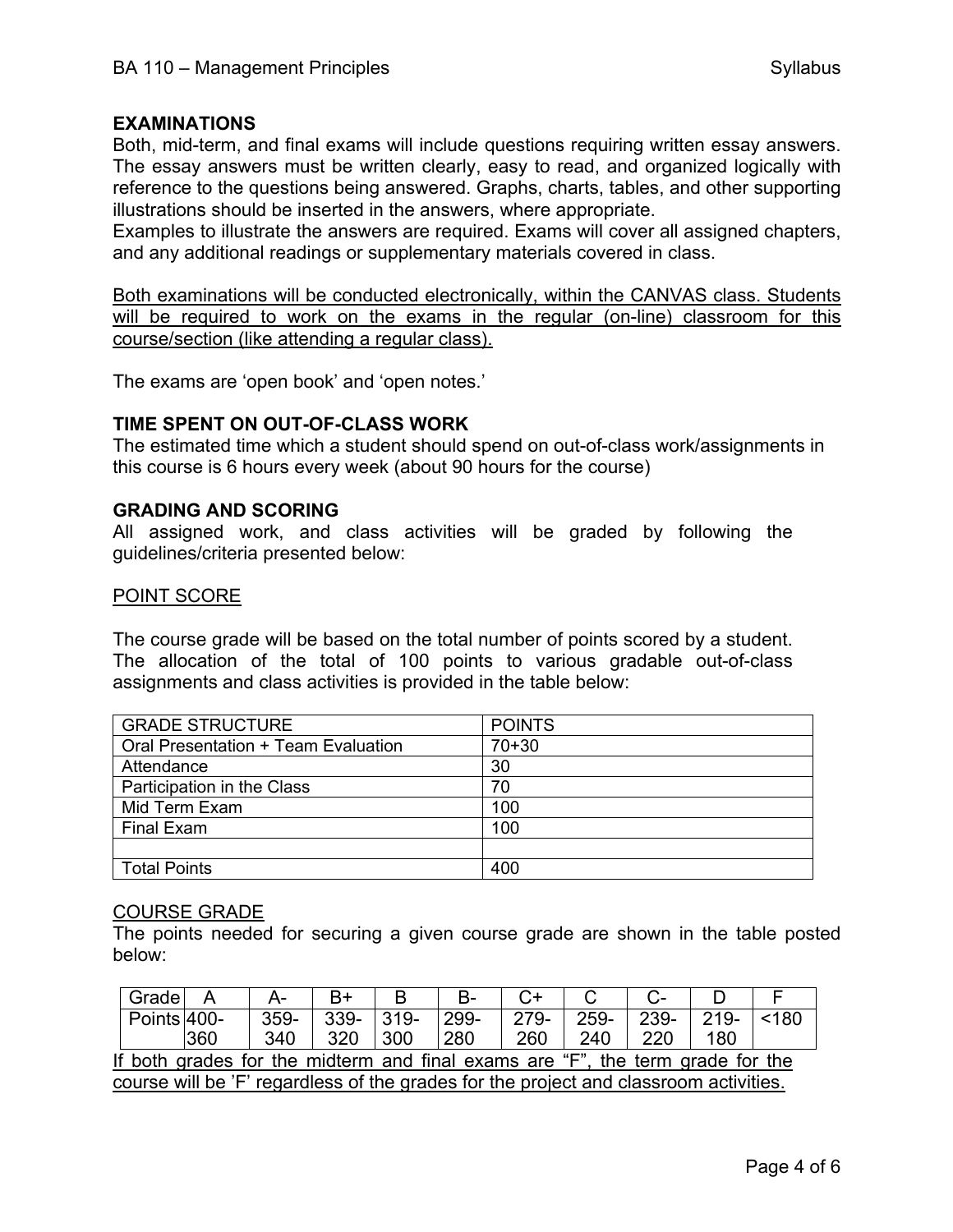## EXAMINATIONS

Both, mid-term, and final exams will include questions requiring written essay answers. The essay answers must be written clearly, easy to read, and organized logically with reference to the questions being answered. Graphs, charts, tables, and other supporting illustrations should be inserted in the answers, where appropriate.

Examples to illustrate the answers are required. Exams will cover all assigned chapters, and any additional readings or supplementary materials covered in class.

<u>Both examinations will be conducted electronically, within the CANVAS class. Students will be required to work on the exams in the regular (on-line) classroom for this course/section (like attending a regular class).</u>

The exams are 'open book' and 'open notes.'

## TIME SPENT ON OUT-OF-CLASS WORK

The estimated time which a student should spend on out-of-class work/assignments in this course is 6 hours every week (about 90 hours for the course)

## GRADING AND SCORING

All assigned work, and class activities will be graded by following the guidelines/criteria presented below:

<u>POINT SCORE</u>

The course grade will be based on the total number of points scored by a student. The allocation of the total of 100 points to various gradable out-of-class assignments and class activities is provided in the table below:

| GRADE STRUCTURE | POINTS |
|---|---|
| Oral Presentation + Team Evaluation | 70+30 |
| Attendance | 30 |
| Participation in the Class | 70 |
| Mid Term Exam | 100 |
| Final Exam | 100 |
| | |
| Total Points | 400 |

<u>COURSE GRADE</u>

The points needed for securing a given course grade are shown in the table posted below:

| Grade | A | A- | B+ | B | B- | C+ | C | C- | D | F |
|---|---|---|---|---|---|---|---|---|---|---|
| Points | 400-360 | 359-340 | 339-320 | 319-300 | 299-280 | 279-260 | 259-240 | 239-220 | 219-180 | <180 |

<u>If both grades for the midterm and final exams are "F", the term grade for the course will be 'F' regardless of the grades for the project and classroom activities.</u>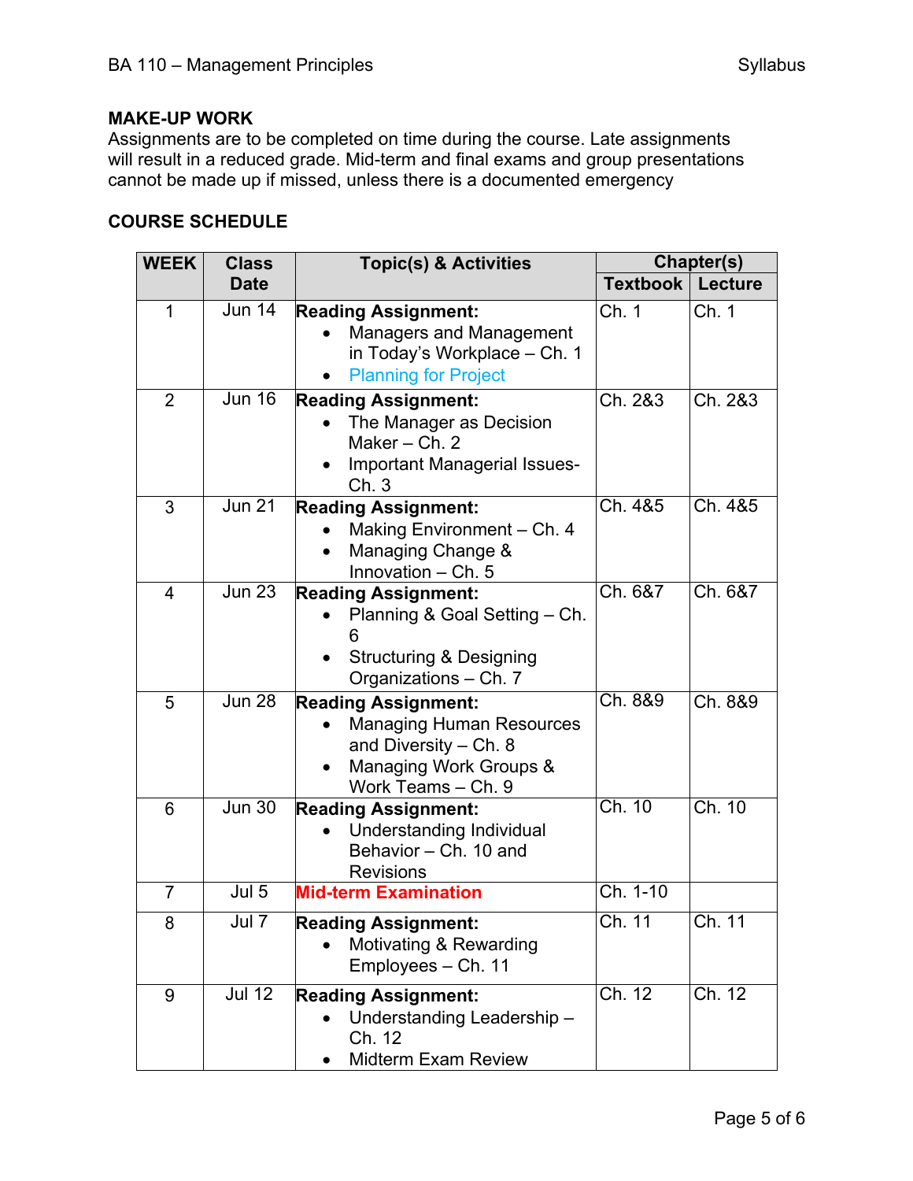## MAKE-UP WORK

Assignments are to be completed on time during the course. Late assignments will result in a reduced grade. Mid-term and final exams and group presentations cannot be made up if missed, unless there is a documented emergency

## COURSE SCHEDULE

| WEEK | Class Date | Topic(s) & Activities | Chapter(s) | |
|---|---|---|---|---|
| | | | Textbook | Lecture |
| 1 | Jun 14 | **Reading Assignment:**<br>• Managers and Management in Today's Workplace – Ch. 1<br>• Planning for Project | Ch. 1 | Ch. 1 |
| 2 | Jun 16 | **Reading Assignment:**<br>• The Manager as Decision Maker – Ch. 2<br>• Important Managerial Issues- Ch. 3 | Ch. 2&3 | Ch. 2&3 |
| 3 | Jun 21 | **Reading Assignment:**<br>• Making Environment – Ch. 4<br>• Managing Change & Innovation – Ch. 5 | Ch. 4&5 | Ch. 4&5 |
| 4 | Jun 23 | **Reading Assignment:**<br>• Planning & Goal Setting – Ch. 6<br>• Structuring & Designing Organizations – Ch. 7 | Ch. 6&7 | Ch. 6&7 |
| 5 | Jun 28 | **Reading Assignment:**<br>• Managing Human Resources and Diversity – Ch. 8<br>• Managing Work Groups & Work Teams – Ch. 9 | Ch. 8&9 | Ch. 8&9 |
| 6 | Jun 30 | **Reading Assignment:**<br>• Understanding Individual Behavior – Ch. 10 and Revisions | Ch. 10 | Ch. 10 |
| 7 | Jul 5 | **Mid-term Examination** | Ch. 1-10 | |
| 8 | Jul 7 | **Reading Assignment:**<br>• Motivating & Rewarding Employees – Ch. 11 | Ch. 11 | Ch. 11 |
| 9 | Jul 12 | **Reading Assignment:**<br>• Understanding Leadership – Ch. 12<br>• Midterm Exam Review | Ch. 12 | Ch. 12 |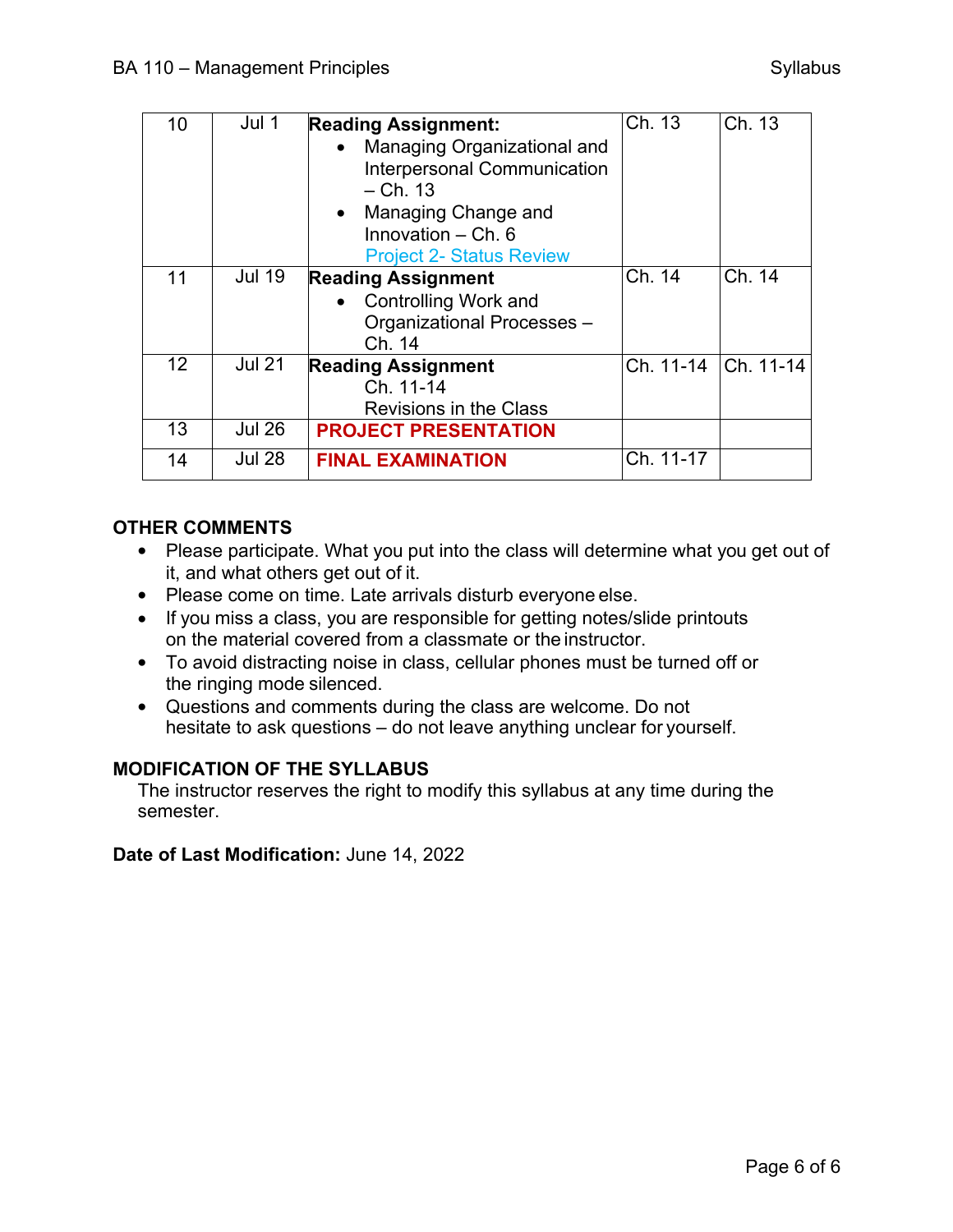| | | | | |
|---|---|---|---|---|
| 10 | Jul 1 | **Reading Assignment:**<br>• Managing Organizational and Interpersonal Communication – Ch. 13<br>• Managing Change and Innovation – Ch. 6<br>Project 2- Status Review | Ch. 13 | Ch. 13 |
| 11 | Jul 19 | **Reading Assignment**<br>• Controlling Work and Organizational Processes – Ch. 14 | Ch. 14 | Ch. 14 |
| 12 | Jul 21 | **Reading Assignment**<br>Ch. 11-14<br>Revisions in the Class | Ch. 11-14 | Ch. 11-14 |
| 13 | Jul 26 | **PROJECT PRESENTATION** | | |
| 14 | Jul 28 | **FINAL EXAMINATION** | Ch. 11-17 | |

## OTHER COMMENTS

- Please participate. What you put into the class will determine what you get out of it, and what others get out of it.
- Please come on time. Late arrivals disturb everyone else.
- If you miss a class, you are responsible for getting notes/slide printouts on the material covered from a classmate or the instructor.
- To avoid distracting noise in class, cellular phones must be turned off or the ringing mode silenced.
- Questions and comments during the class are welcome. Do not hesitate to ask questions – do not leave anything unclear for yourself.

## MODIFICATION OF THE SYLLABUS

The instructor reserves the right to modify this syllabus at any time during the semester.

**Date of Last Modification:** June 14, 2022